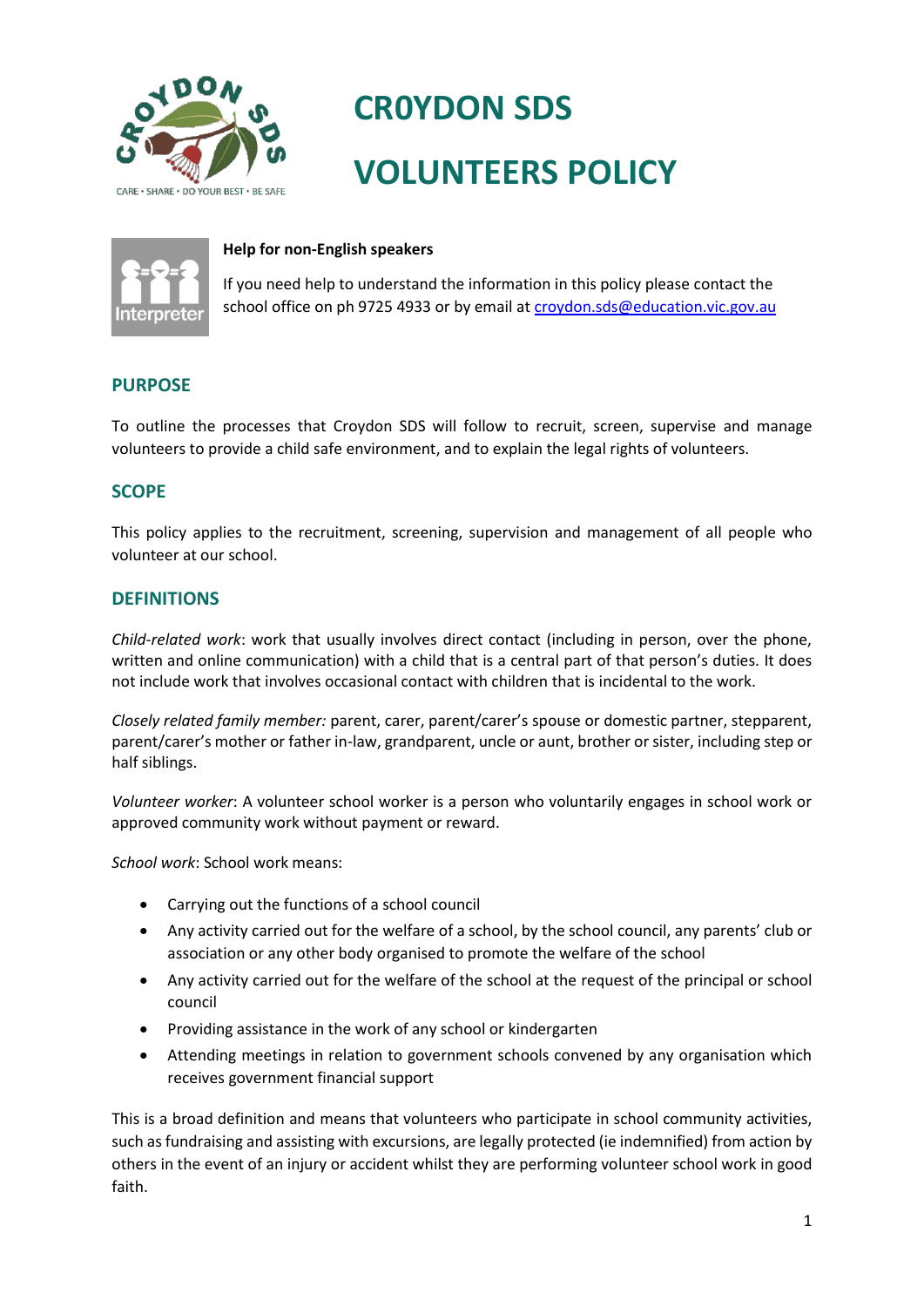# CR0YDON SDS

# VOLUNTEERS POLICY

**Help for non-English speakers**

If you need help to understand the information in this policy please contact the school office on ph 9725 4933 or by email at croydon.sds@education.vic.gov.au

## PURPOSE

To outline the processes that Croydon SDS will follow to recruit, screen, supervise and manage volunteers to provide a child safe environment, and to explain the legal rights of volunteers.

## SCOPE

This policy applies to the recruitment, screening, supervision and management of all people who volunteer at our school.

## DEFINITIONS

*Child-related work*: work that usually involves direct contact (including in person, over the phone, written and online communication) with a child that is a central part of that person's duties. It does not include work that involves occasional contact with children that is incidental to the work.

*Closely related family member:* parent, carer, parent/carer's spouse or domestic partner, stepparent, parent/carer's mother or father in-law, grandparent, uncle or aunt, brother or sister, including step or half siblings.

*Volunteer worker*: A volunteer school worker is a person who voluntarily engages in school work or approved community work without payment or reward.

*School work*: School work means:

- Carrying out the functions of a school council
- Any activity carried out for the welfare of a school, by the school council, any parents' club or association or any other body organised to promote the welfare of the school
- Any activity carried out for the welfare of the school at the request of the principal or school council
- Providing assistance in the work of any school or kindergarten
- Attending meetings in relation to government schools convened by any organisation which receives government financial support

This is a broad definition and means that volunteers who participate in school community activities, such as fundraising and assisting with excursions, are legally protected (ie indemnified) from action by others in the event of an injury or accident whilst they are performing volunteer school work in good faith.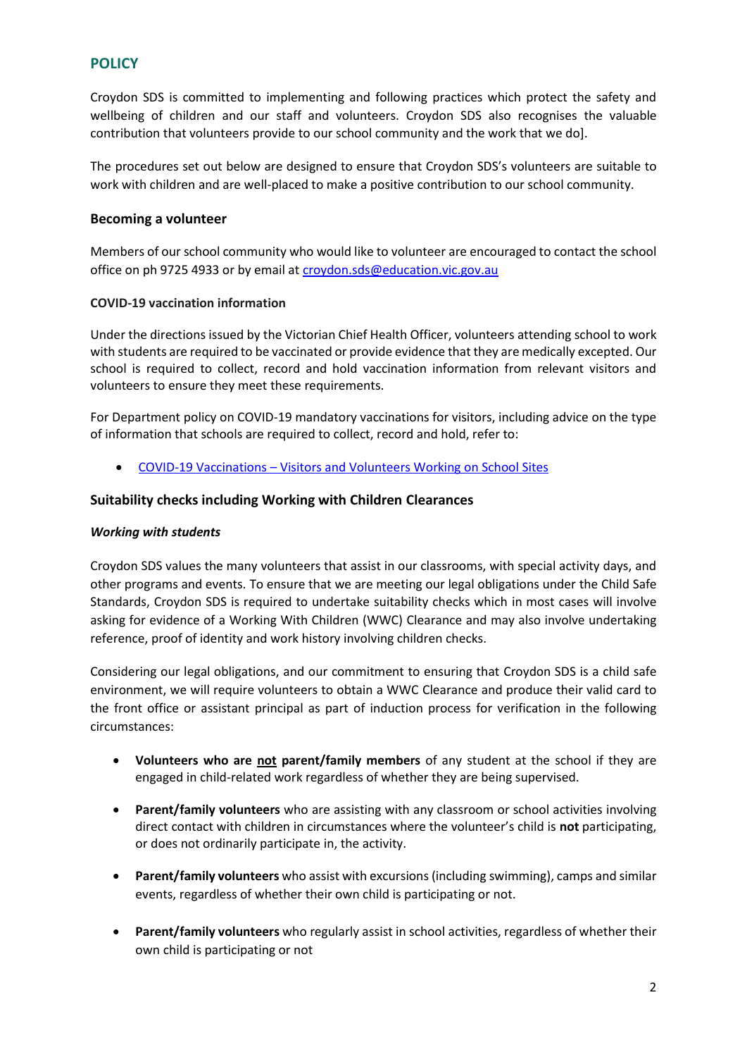## POLICY

Croydon SDS is committed to implementing and following practices which protect the safety and wellbeing of children and our staff and volunteers. Croydon SDS also recognises the valuable contribution that volunteers provide to our school community and the work that we do].

The procedures set out below are designed to ensure that Croydon SDS's volunteers are suitable to work with children and are well-placed to make a positive contribution to our school community.

### Becoming a volunteer

Members of our school community who would like to volunteer are encouraged to contact the school office on ph 9725 4933 or by email at [croydon.sds@education.vic.gov.au](mailto:croydon.sds@education.vic.gov.au)

#### COVID-19 vaccination information

Under the directions issued by the Victorian Chief Health Officer, volunteers attending school to work with students are required to be vaccinated or provide evidence that they are medically excepted. Our school is required to collect, record and hold vaccination information from relevant visitors and volunteers to ensure they meet these requirements.

For Department policy on COVID-19 mandatory vaccinations for visitors, including advice on the type of information that schools are required to collect, record and hold, refer to:

- COVID-19 Vaccinations – Visitors and Volunteers Working on School Sites

### Suitability checks including Working with Children Clearances

#### *Working with students*

Croydon SDS values the many volunteers that assist in our classrooms, with special activity days, and other programs and events. To ensure that we are meeting our legal obligations under the Child Safe Standards, Croydon SDS is required to undertake suitability checks which in most cases will involve asking for evidence of a Working With Children (WWC) Clearance and may also involve undertaking reference, proof of identity and work history involving children checks.

Considering our legal obligations, and our commitment to ensuring that Croydon SDS is a child safe environment, we will require volunteers to obtain a WWC Clearance and produce their valid card to the front office or assistant principal as part of induction process for verification in the following circumstances:

- **Volunteers who are <u>not</u> parent/family members** of any student at the school if they are engaged in child-related work regardless of whether they are being supervised.
- **Parent/family volunteers** who are assisting with any classroom or school activities involving direct contact with children in circumstances where the volunteer's child is **not** participating, or does not ordinarily participate in, the activity.
- **Parent/family volunteers** who assist with excursions (including swimming), camps and similar events, regardless of whether their own child is participating or not.
- **Parent/family volunteers** who regularly assist in school activities, regardless of whether their own child is participating or not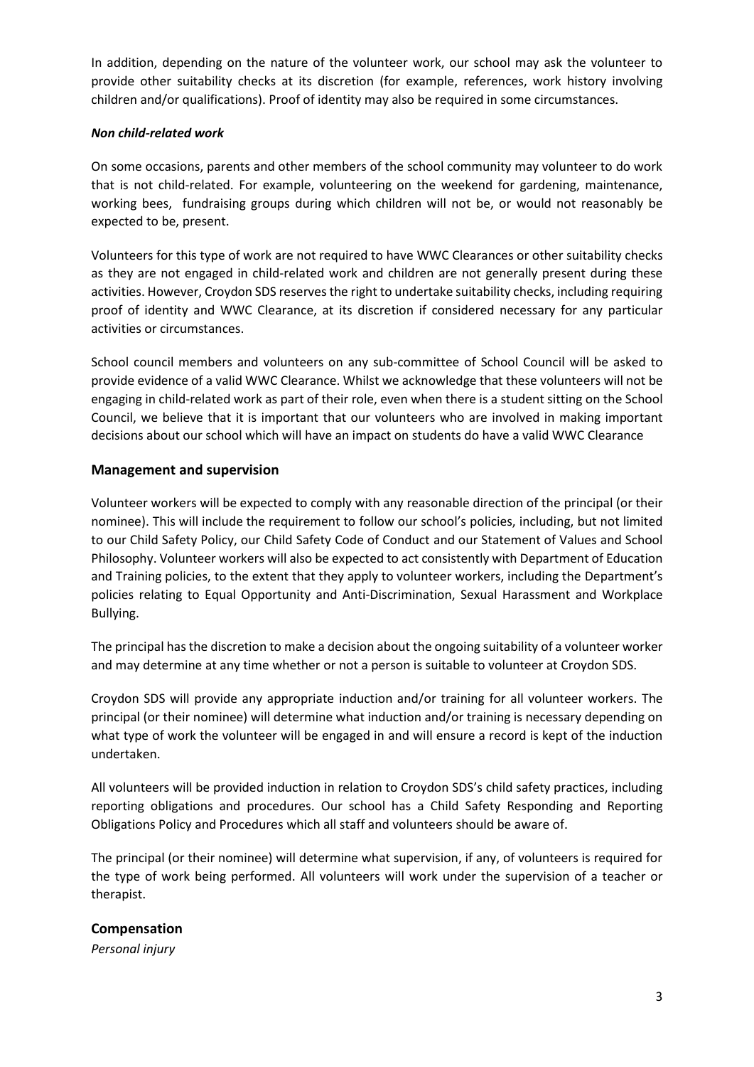In addition, depending on the nature of the volunteer work, our school may ask the volunteer to provide other suitability checks at its discretion (for example, references, work history involving children and/or qualifications). Proof of identity may also be required in some circumstances.

***Non child-related work***

On some occasions, parents and other members of the school community may volunteer to do work that is not child-related. For example, volunteering on the weekend for gardening, maintenance, working bees, fundraising groups during which children will not be, or would not reasonably be expected to be, present.

Volunteers for this type of work are not required to have WWC Clearances or other suitability checks as they are not engaged in child-related work and children are not generally present during these activities. However, Croydon SDS reserves the right to undertake suitability checks, including requiring proof of identity and WWC Clearance, at its discretion if considered necessary for any particular activities or circumstances.

School council members and volunteers on any sub-committee of School Council will be asked to provide evidence of a valid WWC Clearance. Whilst we acknowledge that these volunteers will not be engaging in child-related work as part of their role, even when there is a student sitting on the School Council, we believe that it is important that our volunteers who are involved in making important decisions about our school which will have an impact on students do have a valid WWC Clearance

## Management and supervision

Volunteer workers will be expected to comply with any reasonable direction of the principal (or their nominee). This will include the requirement to follow our school's policies, including, but not limited to our Child Safety Policy, our Child Safety Code of Conduct and our Statement of Values and School Philosophy. Volunteer workers will also be expected to act consistently with Department of Education and Training policies, to the extent that they apply to volunteer workers, including the Department's policies relating to Equal Opportunity and Anti-Discrimination, Sexual Harassment and Workplace Bullying.

The principal has the discretion to make a decision about the ongoing suitability of a volunteer worker and may determine at any time whether or not a person is suitable to volunteer at Croydon SDS.

Croydon SDS will provide any appropriate induction and/or training for all volunteer workers. The principal (or their nominee) will determine what induction and/or training is necessary depending on what type of work the volunteer will be engaged in and will ensure a record is kept of the induction undertaken.

All volunteers will be provided induction in relation to Croydon SDS's child safety practices, including reporting obligations and procedures. Our school has a Child Safety Responding and Reporting Obligations Policy and Procedures which all staff and volunteers should be aware of.

The principal (or their nominee) will determine what supervision, if any, of volunteers is required for the type of work being performed. All volunteers will work under the supervision of a teacher or therapist.

## Compensation

*Personal injury*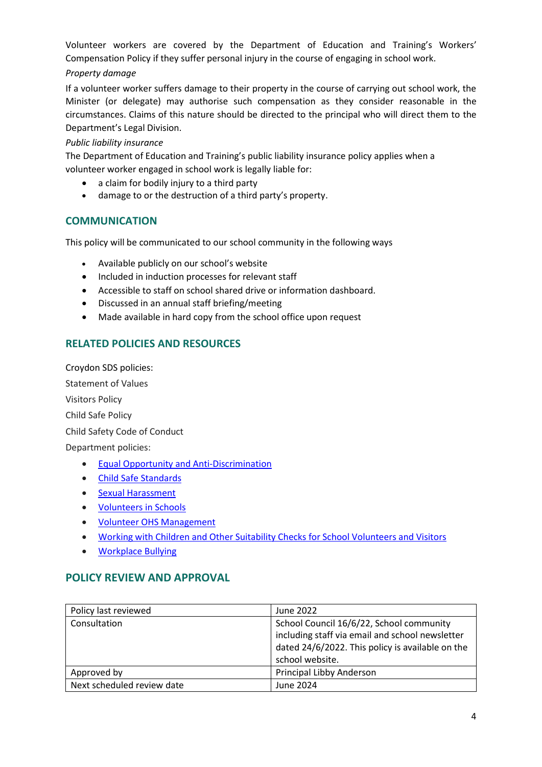Volunteer workers are covered by the Department of Education and Training's Workers' Compensation Policy if they suffer personal injury in the course of engaging in school work.

*Property damage*

If a volunteer worker suffers damage to their property in the course of carrying out school work, the Minister (or delegate) may authorise such compensation as they consider reasonable in the circumstances. Claims of this nature should be directed to the principal who will direct them to the Department's Legal Division.

*Public liability insurance*

The Department of Education and Training's public liability insurance policy applies when a volunteer worker engaged in school work is legally liable for:

- a claim for bodily injury to a third party
- damage to or the destruction of a third party's property.

## COMMUNICATION

This policy will be communicated to our school community in the following ways

- Available publicly on our school's website
- Included in induction processes for relevant staff
- Accessible to staff on school shared drive or information dashboard.
- Discussed in an annual staff briefing/meeting
- Made available in hard copy from the school office upon request

## RELATED POLICIES AND RESOURCES

Croydon SDS policies:

Statement of Values

Visitors Policy

Child Safe Policy

Child Safety Code of Conduct

Department policies:

- Equal Opportunity and Anti-Discrimination
- Child Safe Standards
- Sexual Harassment
- Volunteers in Schools
- Volunteer OHS Management
- Working with Children and Other Suitability Checks for School Volunteers and Visitors
- Workplace Bullying

## POLICY REVIEW AND APPROVAL

| | |
|---|---|
| Policy last reviewed | June 2022 |
| Consultation | School Council 16/6/22, School community including staff via email and school newsletter dated 24/6/2022. This policy is available on the school website. |
| Approved by | Principal Libby Anderson |
| Next scheduled review date | June 2024 |